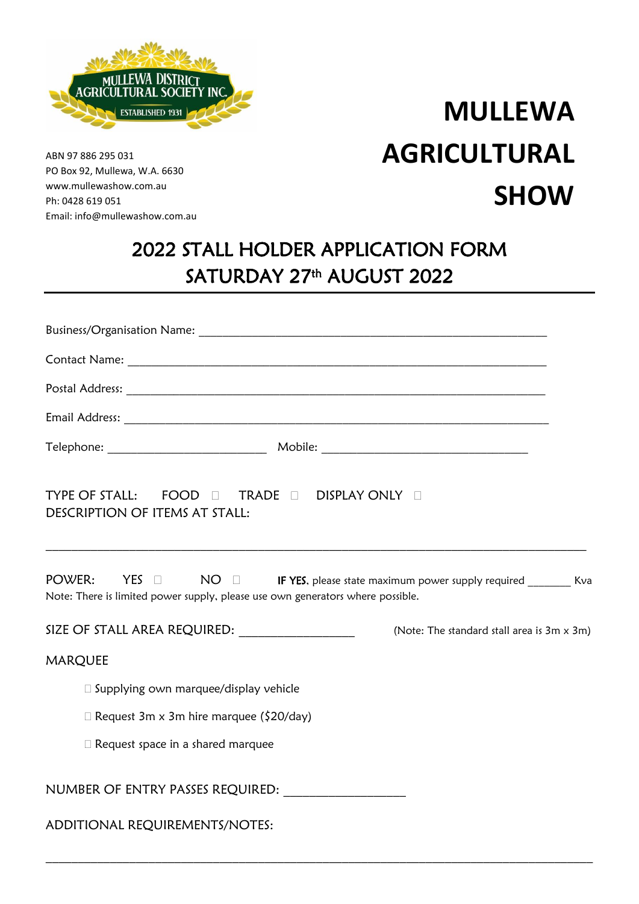MULLEWA DISTRICT AGRICULTURAL SOCIETY INC.
ESTABLISHED 1931

ABN 97 886 295 031
PO Box 92, Mullewa, W.A. 6630
www.mullewashow.com.au
Ph: 0428 619 051
Email: info@mullewashow.com.au

# MULLEWA AGRICULTURAL SHOW

## 2022 STALL HOLDER APPLICATION FORM
## SATURDAY 27th AUGUST 2022

Business/Organisation Name: ______________________________________________________

Contact Name: __________________________________________________________

Postal Address: _________________________________________________________

Email Address: __________________________________________________________

Telephone: ________________________ Mobile: ______________________________

TYPE OF STALL: FOOD ☐ TRADE ☐ DISPLAY ONLY ☐
DESCRIPTION OF ITEMS AT STALL:

_____________________________________________________________________________

POWER: YES ☐ NO ☐ **IF YES**, please state maximum power supply required _______ Kva
Note: There is limited power supply, please use own generators where possible.

SIZE OF STALL AREA REQUIRED: _________________ (Note: The standard stall area is 3m x 3m)

MARQUEE

- ☐ Supplying own marquee/display vehicle
- ☐ Request 3m x 3m hire marquee ($20/day)
- ☐ Request space in a shared marquee

NUMBER OF ENTRY PASSES REQUIRED: __________________

ADDITIONAL REQUIREMENTS/NOTES:

_____________________________________________________________________________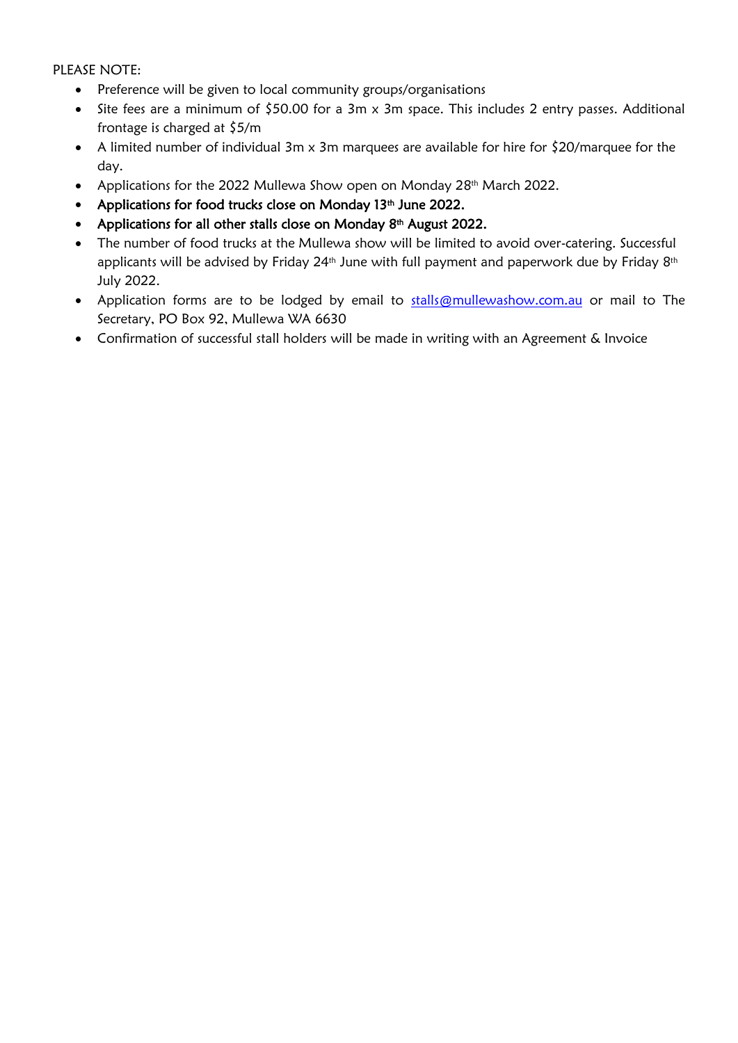PLEASE NOTE:

- Preference will be given to local community groups/organisations
- Site fees are a minimum of $50.00 for a 3m x 3m space. This includes 2 entry passes. Additional frontage is charged at $5/m
- A limited number of individual 3m x 3m marquees are available for hire for $20/marquee for the day.
- Applications for the 2022 Mullewa Show open on Monday 28th March 2022.
- **Applications for food trucks close on Monday 13th June 2022.**
- **Applications for all other stalls close on Monday 8th August 2022.**
- The number of food trucks at the Mullewa show will be limited to avoid over-catering. Successful applicants will be advised by Friday 24th June with full payment and paperwork due by Friday 8th July 2022.
- Application forms are to be lodged by email to stalls@mullewashow.com.au or mail to The Secretary, PO Box 92, Mullewa WA 6630
- Confirmation of successful stall holders will be made in writing with an Agreement & Invoice